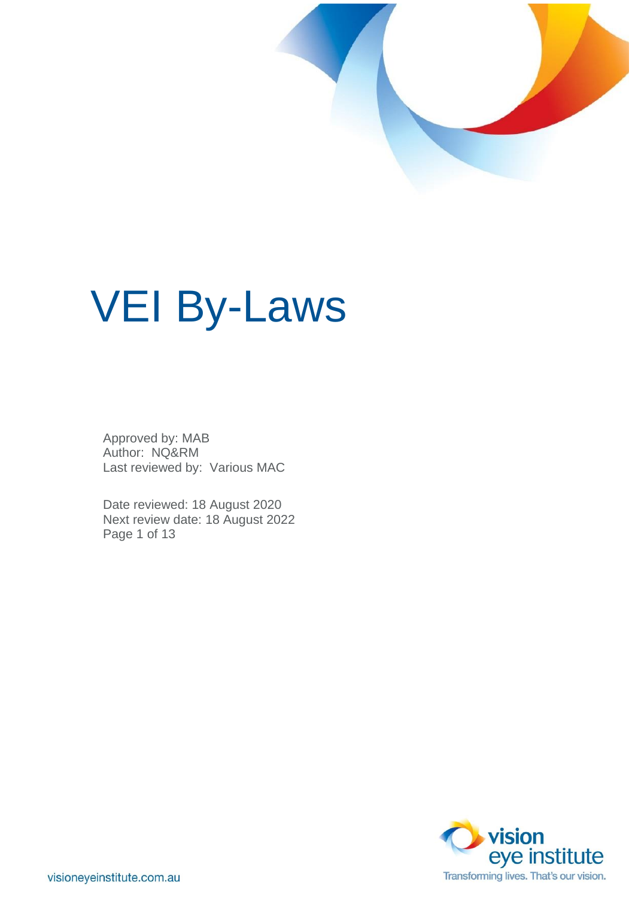# VEI By-Laws

Approved by: MAB
Author: NQ&RM
Last reviewed by: Various MAC

Date reviewed: 18 August 2020
Next review date: 18 August 2022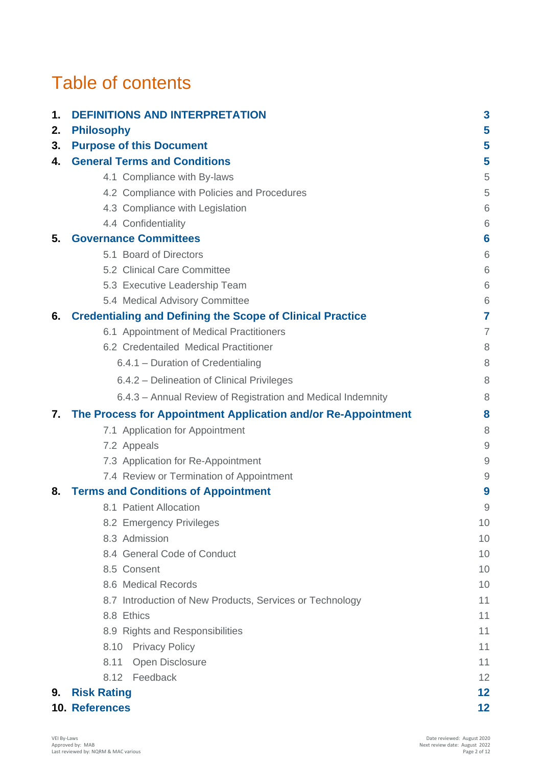# Table of contents

| | | |
|---|---|---|
| **1.** | **DEFINITIONS AND INTERPRETATION** | **3** |
| **2.** | **Philosophy** | **5** |
| **3.** | **Purpose of this Document** | **5** |
| **4.** | **General Terms and Conditions** | **5** |
| | 4.1 Compliance with By-laws | 5 |
| | 4.2 Compliance with Policies and Procedures | 5 |
| | 4.3 Compliance with Legislation | 6 |
| | 4.4 Confidentiality | 6 |
| **5.** | **Governance Committees** | **6** |
| | 5.1 Board of Directors | 6 |
| | 5.2 Clinical Care Committee | 6 |
| | 5.3 Executive Leadership Team | 6 |
| | 5.4 Medical Advisory Committee | 6 |
| **6.** | **Credentialing and Defining the Scope of Clinical Practice** | **7** |
| | 6.1 Appointment of Medical Practitioners | 7 |
| | 6.2 Credentailed Medical Practitioner | 8 |
| | 6.4.1 – Duration of Credentialing | 8 |
| | 6.4.2 – Delineation of Clinical Privileges | 8 |
| | 6.4.3 – Annual Review of Registration and Medical Indemnity | 8 |
| **7.** | **The Process for Appointment Application and/or Re-Appointment** | **8** |
| | 7.1 Application for Appointment | 8 |
| | 7.2 Appeals | 9 |
| | 7.3 Application for Re-Appointment | 9 |
| | 7.4 Review or Termination of Appointment | 9 |
| **8.** | **Terms and Conditions of Appointment** | **9** |
| | 8.1 Patient Allocation | 9 |
| | 8.2 Emergency Privileges | 10 |
| | 8.3 Admission | 10 |
| | 8.4 General Code of Conduct | 10 |
| | 8.5 Consent | 10 |
| | 8.6 Medical Records | 10 |
| | 8.7 Introduction of New Products, Services or Technology | 11 |
| | 8.8 Ethics | 11 |
| | 8.9 Rights and Responsibilities | 11 |
| | 8.10 Privacy Policy | 11 |
| | 8.11 Open Disclosure | 11 |
| | 8.12 Feedback | 12 |
| **9.** | **Risk Rating** | **12** |
| **10.** | **References** | **12** |

VEI By-Laws
Approved by: MAB
Last reviewed by: NQRM & MAC various

Date reviewed: August 2020
Next review date: August 2022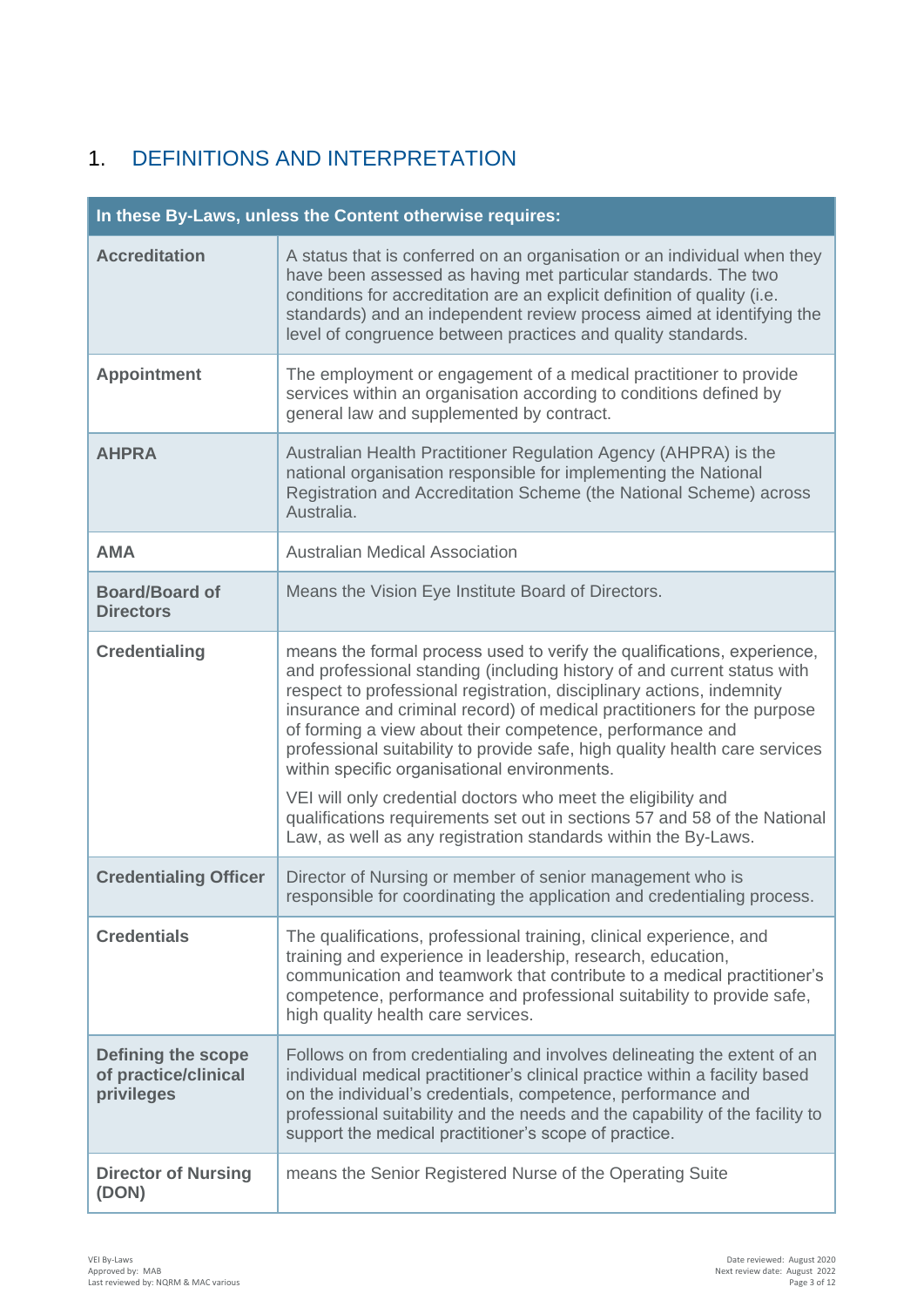# 1. DEFINITIONS AND INTERPRETATION

| In these By-Laws, unless the Content otherwise requires: | |
|---|---|
| **Accreditation** | A status that is conferred on an organisation or an individual when they have been assessed as having met particular standards. The two conditions for accreditation are an explicit definition of quality (i.e. standards) and an independent review process aimed at identifying the level of congruence between practices and quality standards. |
| **Appointment** | The employment or engagement of a medical practitioner to provide services within an organisation according to conditions defined by general law and supplemented by contract. |
| **AHPRA** | Australian Health Practitioner Regulation Agency (AHPRA) is the national organisation responsible for implementing the National Registration and Accreditation Scheme (the National Scheme) across Australia. |
| **AMA** | Australian Medical Association |
| **Board/Board of Directors** | Means the Vision Eye Institute Board of Directors. |
| **Credentialing** | means the formal process used to verify the qualifications, experience, and professional standing (including history of and current status with respect to professional registration, disciplinary actions, indemnity insurance and criminal record) of medical practitioners for the purpose of forming a view about their competence, performance and professional suitability to provide safe, high quality health care services within specific organisational environments.<br><br>VEI will only credential doctors who meet the eligibility and qualifications requirements set out in sections 57 and 58 of the National Law, as well as any registration standards within the By-Laws. |
| **Credentialing Officer** | Director of Nursing or member of senior management who is responsible for coordinating the application and credentialing process. |
| **Credentials** | The qualifications, professional training, clinical experience, and training and experience in leadership, research, education, communication and teamwork that contribute to a medical practitioner's competence, performance and professional suitability to provide safe, high quality health care services. |
| **Defining the scope of practice/clinical privileges** | Follows on from credentialing and involves delineating the extent of an individual medical practitioner's clinical practice within a facility based on the individual's credentials, competence, performance and professional suitability and the needs and the capability of the facility to support the medical practitioner's scope of practice. |
| **Director of Nursing (DON)** | means the Senior Registered Nurse of the Operating Suite |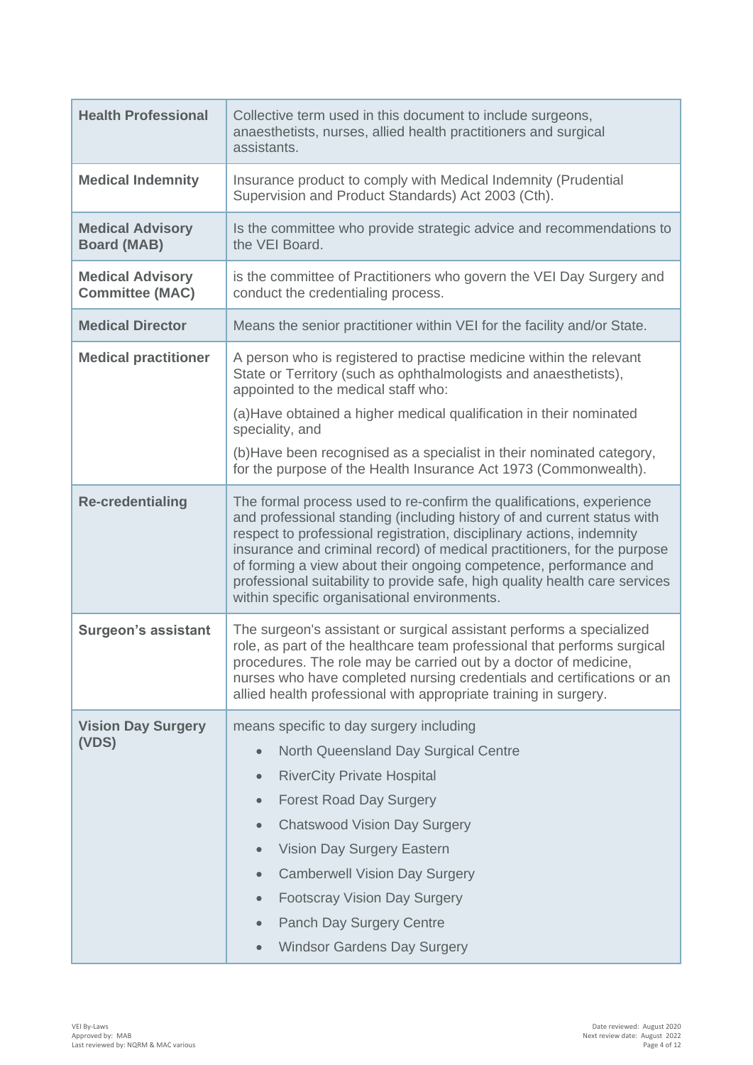| | |
|---|---|
| **Health Professional** | Collective term used in this document to include surgeons, anaesthetists, nurses, allied health practitioners and surgical assistants. |
| **Medical Indemnity** | Insurance product to comply with Medical Indemnity (Prudential Supervision and Product Standards) Act 2003 (Cth). |
| **Medical Advisory Board (MAB)** | Is the committee who provide strategic advice and recommendations to the VEI Board. |
| **Medical Advisory Committee (MAC)** | is the committee of Practitioners who govern the VEI Day Surgery and conduct the credentialing process. |
| **Medical Director** | Means the senior practitioner within VEI for the facility and/or State. |
| **Medical practitioner** | A person who is registered to practise medicine within the relevant State or Territory (such as ophthalmologists and anaesthetists), appointed to the medical staff who:<br>(a)Have obtained a higher medical qualification in their nominated speciality, and<br>(b)Have been recognised as a specialist in their nominated category, for the purpose of the Health Insurance Act 1973 (Commonwealth). |
| **Re-credentialing** | The formal process used to re-confirm the qualifications, experience and professional standing (including history of and current status with respect to professional registration, disciplinary actions, indemnity insurance and criminal record) of medical practitioners, for the purpose of forming a view about their ongoing competence, performance and professional suitability to provide safe, high quality health care services within specific organisational environments. |
| **Surgeon's assistant** | The surgeon's assistant or surgical assistant performs a specialized role, as part of the healthcare team professional that performs surgical procedures. The role may be carried out by a doctor of medicine, nurses who have completed nursing credentials and certifications or an allied health professional with appropriate training in surgery. |
| **Vision Day Surgery (VDS)** | means specific to day surgery including<br>• North Queensland Day Surgical Centre<br>• RiverCity Private Hospital<br>• Forest Road Day Surgery<br>• Chatswood Vision Day Surgery<br>• Vision Day Surgery Eastern<br>• Camberwell Vision Day Surgery<br>• Footscray Vision Day Surgery<br>• Panch Day Surgery Centre<br>• Windsor Gardens Day Surgery |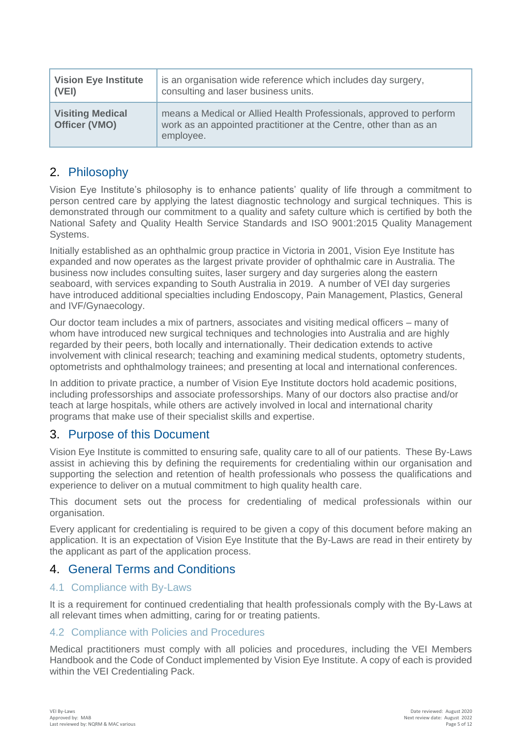| | |
|---|---|
| **Vision Eye Institute (VEI)** | is an organisation wide reference which includes day surgery, consulting and laser business units. |
| **Visiting Medical Officer (VMO)** | means a Medical or Allied Health Professionals, approved to perform work as an appointed practitioner at the Centre, other than as an employee. |

## 2. Philosophy

Vision Eye Institute's philosophy is to enhance patients' quality of life through a commitment to person centred care by applying the latest diagnostic technology and surgical techniques. This is demonstrated through our commitment to a quality and safety culture which is certified by both the National Safety and Quality Health Service Standards and ISO 9001:2015 Quality Management Systems.

Initially established as an ophthalmic group practice in Victoria in 2001, Vision Eye Institute has expanded and now operates as the largest private provider of ophthalmic care in Australia. The business now includes consulting suites, laser surgery and day surgeries along the eastern seaboard, with services expanding to South Australia in 2019. A number of VEI day surgeries have introduced additional specialties including Endoscopy, Pain Management, Plastics, General and IVF/Gynaecology.

Our doctor team includes a mix of partners, associates and visiting medical officers – many of whom have introduced new surgical techniques and technologies into Australia and are highly regarded by their peers, both locally and internationally. Their dedication extends to active involvement with clinical research; teaching and examining medical students, optometry students, optometrists and ophthalmology trainees; and presenting at local and international conferences.

In addition to private practice, a number of Vision Eye Institute doctors hold academic positions, including professorships and associate professorships. Many of our doctors also practise and/or teach at large hospitals, while others are actively involved in local and international charity programs that make use of their specialist skills and expertise.

## 3. Purpose of this Document

Vision Eye Institute is committed to ensuring safe, quality care to all of our patients. These By-Laws assist in achieving this by defining the requirements for credentialing within our organisation and supporting the selection and retention of health professionals who possess the qualifications and experience to deliver on a mutual commitment to high quality health care.

This document sets out the process for credentialing of medical professionals within our organisation.

Every applicant for credentialing is required to be given a copy of this document before making an application. It is an expectation of Vision Eye Institute that the By-Laws are read in their entirety by the applicant as part of the application process.

## 4. General Terms and Conditions

### 4.1 Compliance with By-Laws

It is a requirement for continued credentialing that health professionals comply with the By-Laws at all relevant times when admitting, caring for or treating patients.

### 4.2 Compliance with Policies and Procedures

Medical practitioners must comply with all policies and procedures, including the VEI Members Handbook and the Code of Conduct implemented by Vision Eye Institute. A copy of each is provided within the VEI Credentialing Pack.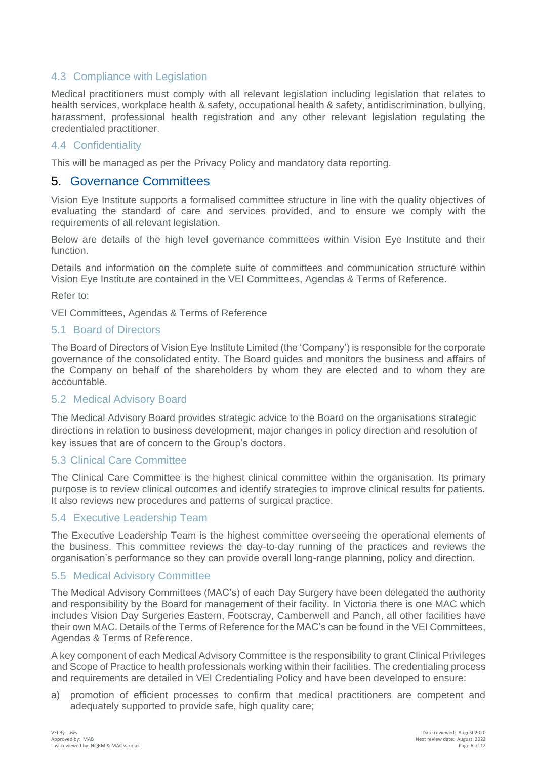### 4.3 Compliance with Legislation

Medical practitioners must comply with all relevant legislation including legislation that relates to health services, workplace health & safety, occupational health & safety, antidiscrimination, bullying, harassment, professional health registration and any other relevant legislation regulating the credentialed practitioner.

### 4.4 Confidentiality

This will be managed as per the Privacy Policy and mandatory data reporting.

## 5. Governance Committees

Vision Eye Institute supports a formalised committee structure in line with the quality objectives of evaluating the standard of care and services provided, and to ensure we comply with the requirements of all relevant legislation.

Below are details of the high level governance committees within Vision Eye Institute and their function.

Details and information on the complete suite of committees and communication structure within Vision Eye Institute are contained in the VEI Committees, Agendas & Terms of Reference.

Refer to:

VEI Committees, Agendas & Terms of Reference

### 5.1 Board of Directors

The Board of Directors of Vision Eye Institute Limited (the 'Company') is responsible for the corporate governance of the consolidated entity. The Board guides and monitors the business and affairs of the Company on behalf of the shareholders by whom they are elected and to whom they are accountable.

### 5.2 Medical Advisory Board

The Medical Advisory Board provides strategic advice to the Board on the organisations strategic directions in relation to business development, major changes in policy direction and resolution of key issues that are of concern to the Group's doctors.

### 5.3 Clinical Care Committee

The Clinical Care Committee is the highest clinical committee within the organisation. Its primary purpose is to review clinical outcomes and identify strategies to improve clinical results for patients. It also reviews new procedures and patterns of surgical practice.

### 5.4 Executive Leadership Team

The Executive Leadership Team is the highest committee overseeing the operational elements of the business. This committee reviews the day-to-day running of the practices and reviews the organisation's performance so they can provide overall long-range planning, policy and direction.

### 5.5 Medical Advisory Committee

The Medical Advisory Committees (MAC's) of each Day Surgery have been delegated the authority and responsibility by the Board for management of their facility. In Victoria there is one MAC which includes Vision Day Surgeries Eastern, Footscray, Camberwell and Panch, all other facilities have their own MAC. Details of the Terms of Reference for the MAC's can be found in the VEI Committees, Agendas & Terms of Reference.

A key component of each Medical Advisory Committee is the responsibility to grant Clinical Privileges and Scope of Practice to health professionals working within their facilities. The credentialing process and requirements are detailed in VEI Credentialing Policy and have been developed to ensure:

a) promotion of efficient processes to confirm that medical practitioners are competent and adequately supported to provide safe, high quality care;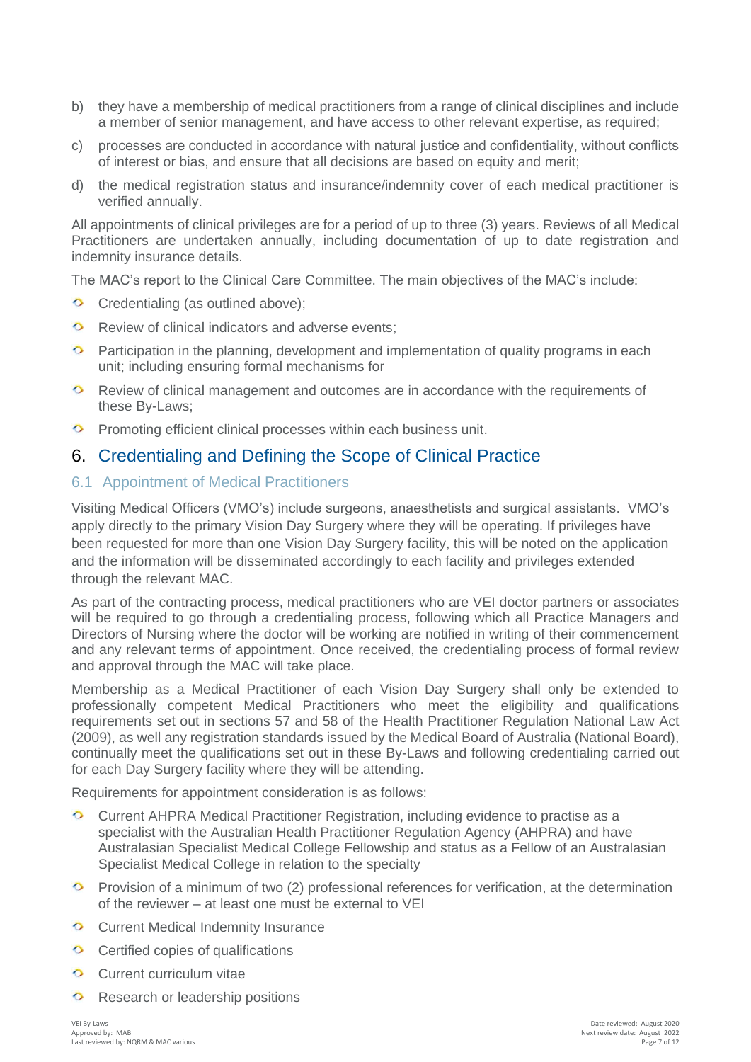b) they have a membership of medical practitioners from a range of clinical disciplines and include a member of senior management, and have access to other relevant expertise, as required;

c) processes are conducted in accordance with natural justice and confidentiality, without conflicts of interest or bias, and ensure that all decisions are based on equity and merit;

d) the medical registration status and insurance/indemnity cover of each medical practitioner is verified annually.

All appointments of clinical privileges are for a period of up to three (3) years. Reviews of all Medical Practitioners are undertaken annually, including documentation of up to date registration and indemnity insurance details.

The MAC's report to the Clinical Care Committee. The main objectives of the MAC's include:

- Credentialing (as outlined above);
- Review of clinical indicators and adverse events;
- Participation in the planning, development and implementation of quality programs in each unit; including ensuring formal mechanisms for
- Review of clinical management and outcomes are in accordance with the requirements of these By-Laws;
- Promoting efficient clinical processes within each business unit.

## 6. Credentialing and Defining the Scope of Clinical Practice

### 6.1 Appointment of Medical Practitioners

Visiting Medical Officers (VMO's) include surgeons, anaesthetists and surgical assistants. VMO's apply directly to the primary Vision Day Surgery where they will be operating. If privileges have been requested for more than one Vision Day Surgery facility, this will be noted on the application and the information will be disseminated accordingly to each facility and privileges extended through the relevant MAC.

As part of the contracting process, medical practitioners who are VEI doctor partners or associates will be required to go through a credentialing process, following which all Practice Managers and Directors of Nursing where the doctor will be working are notified in writing of their commencement and any relevant terms of appointment. Once received, the credentialing process of formal review and approval through the MAC will take place.

Membership as a Medical Practitioner of each Vision Day Surgery shall only be extended to professionally competent Medical Practitioners who meet the eligibility and qualifications requirements set out in sections 57 and 58 of the Health Practitioner Regulation National Law Act (2009), as well any registration standards issued by the Medical Board of Australia (National Board), continually meet the qualifications set out in these By-Laws and following credentialing carried out for each Day Surgery facility where they will be attending.

Requirements for appointment consideration is as follows:

- Current AHPRA Medical Practitioner Registration, including evidence to practise as a specialist with the Australian Health Practitioner Regulation Agency (AHPRA) and have Australasian Specialist Medical College Fellowship and status as a Fellow of an Australasian Specialist Medical College in relation to the specialty
- Provision of a minimum of two (2) professional references for verification, at the determination of the reviewer – at least one must be external to VEI
- Current Medical Indemnity Insurance
- Certified copies of qualifications
- Current curriculum vitae
- Research or leadership positions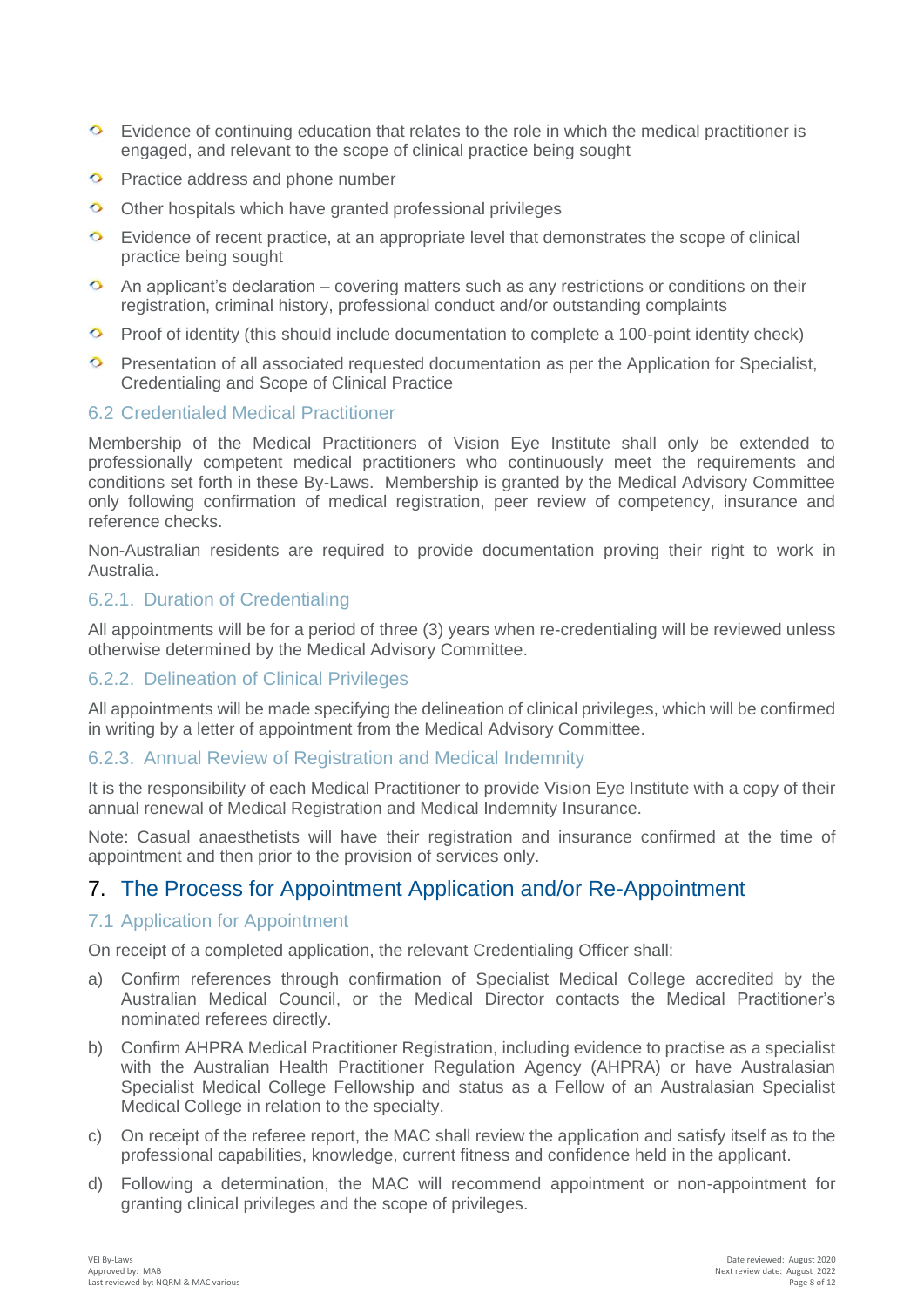- Evidence of continuing education that relates to the role in which the medical practitioner is engaged, and relevant to the scope of clinical practice being sought
- Practice address and phone number
- Other hospitals which have granted professional privileges
- Evidence of recent practice, at an appropriate level that demonstrates the scope of clinical practice being sought
- An applicant's declaration – covering matters such as any restrictions or conditions on their registration, criminal history, professional conduct and/or outstanding complaints
- Proof of identity (this should include documentation to complete a 100-point identity check)
- Presentation of all associated requested documentation as per the Application for Specialist, Credentialing and Scope of Clinical Practice

### 6.2 Credentialed Medical Practitioner

Membership of the Medical Practitioners of Vision Eye Institute shall only be extended to professionally competent medical practitioners who continuously meet the requirements and conditions set forth in these By-Laws. Membership is granted by the Medical Advisory Committee only following confirmation of medical registration, peer review of competency, insurance and reference checks.

Non-Australian residents are required to provide documentation proving their right to work in Australia.

#### 6.2.1. Duration of Credentialing

All appointments will be for a period of three (3) years when re-credentialing will be reviewed unless otherwise determined by the Medical Advisory Committee.

#### 6.2.2. Delineation of Clinical Privileges

All appointments will be made specifying the delineation of clinical privileges, which will be confirmed in writing by a letter of appointment from the Medical Advisory Committee.

#### 6.2.3. Annual Review of Registration and Medical Indemnity

It is the responsibility of each Medical Practitioner to provide Vision Eye Institute with a copy of their annual renewal of Medical Registration and Medical Indemnity Insurance.

Note: Casual anaesthetists will have their registration and insurance confirmed at the time of appointment and then prior to the provision of services only.

## 7. The Process for Appointment Application and/or Re-Appointment

### 7.1 Application for Appointment

On receipt of a completed application, the relevant Credentialing Officer shall:

a) Confirm references through confirmation of Specialist Medical College accredited by the Australian Medical Council, or the Medical Director contacts the Medical Practitioner's nominated referees directly.

b) Confirm AHPRA Medical Practitioner Registration, including evidence to practise as a specialist with the Australian Health Practitioner Regulation Agency (AHPRA) or have Australasian Specialist Medical College Fellowship and status as a Fellow of an Australasian Specialist Medical College in relation to the specialty.

c) On receipt of the referee report, the MAC shall review the application and satisfy itself as to the professional capabilities, knowledge, current fitness and confidence held in the applicant.

d) Following a determination, the MAC will recommend appointment or non-appointment for granting clinical privileges and the scope of privileges.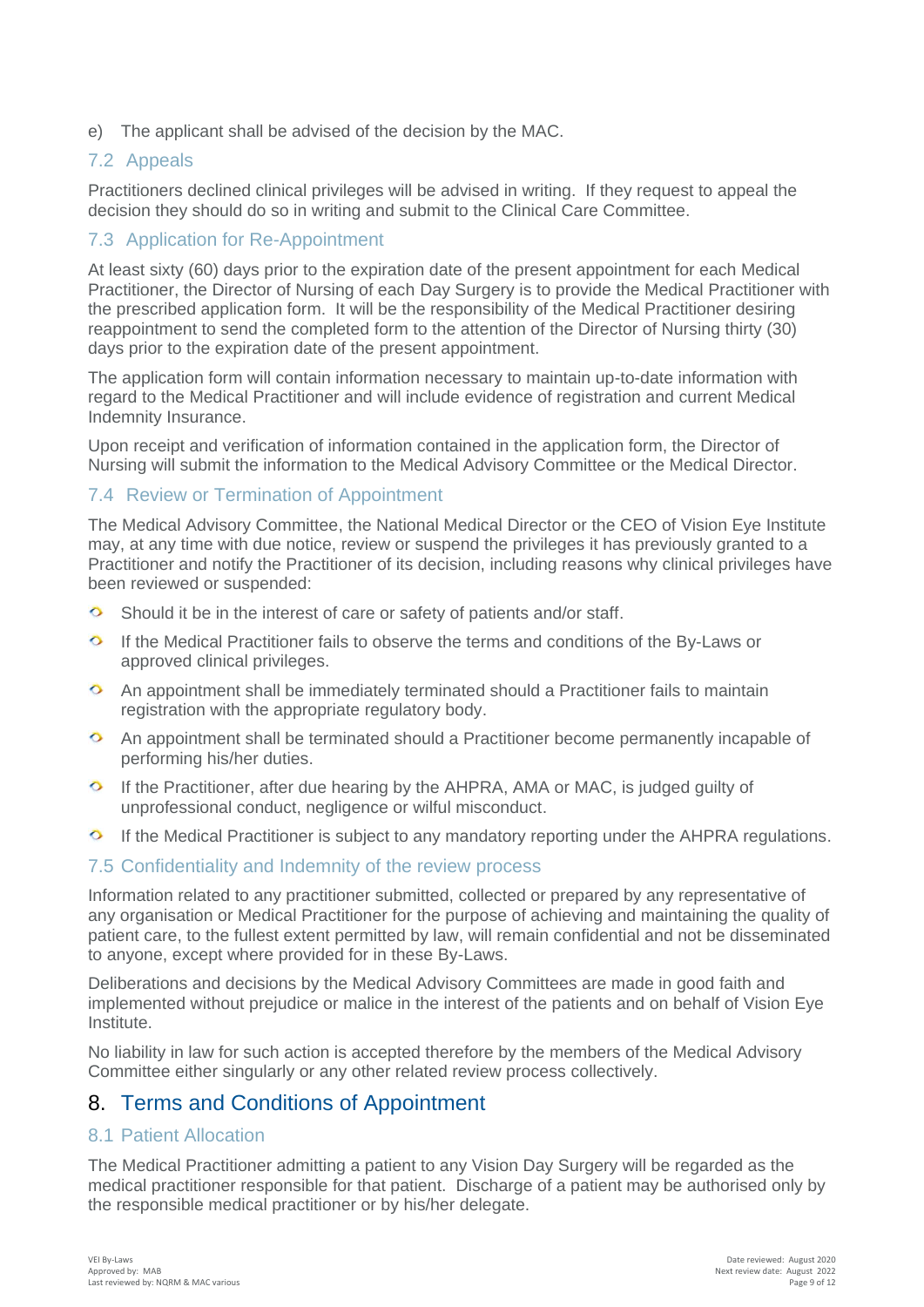e) The applicant shall be advised of the decision by the MAC.

### 7.2 Appeals

Practitioners declined clinical privileges will be advised in writing. If they request to appeal the decision they should do so in writing and submit to the Clinical Care Committee.

### 7.3 Application for Re-Appointment

At least sixty (60) days prior to the expiration date of the present appointment for each Medical Practitioner, the Director of Nursing of each Day Surgery is to provide the Medical Practitioner with the prescribed application form. It will be the responsibility of the Medical Practitioner desiring reappointment to send the completed form to the attention of the Director of Nursing thirty (30) days prior to the expiration date of the present appointment.

The application form will contain information necessary to maintain up-to-date information with regard to the Medical Practitioner and will include evidence of registration and current Medical Indemnity Insurance.

Upon receipt and verification of information contained in the application form, the Director of Nursing will submit the information to the Medical Advisory Committee or the Medical Director.

### 7.4 Review or Termination of Appointment

The Medical Advisory Committee, the National Medical Director or the CEO of Vision Eye Institute may, at any time with due notice, review or suspend the privileges it has previously granted to a Practitioner and notify the Practitioner of its decision, including reasons why clinical privileges have been reviewed or suspended:

- Should it be in the interest of care or safety of patients and/or staff.
- If the Medical Practitioner fails to observe the terms and conditions of the By-Laws or approved clinical privileges.
- An appointment shall be immediately terminated should a Practitioner fails to maintain registration with the appropriate regulatory body.
- An appointment shall be terminated should a Practitioner become permanently incapable of performing his/her duties.
- If the Practitioner, after due hearing by the AHPRA, AMA or MAC, is judged guilty of unprofessional conduct, negligence or wilful misconduct.
- If the Medical Practitioner is subject to any mandatory reporting under the AHPRA regulations.

### 7.5 Confidentiality and Indemnity of the review process

Information related to any practitioner submitted, collected or prepared by any representative of any organisation or Medical Practitioner for the purpose of achieving and maintaining the quality of patient care, to the fullest extent permitted by law, will remain confidential and not be disseminated to anyone, except where provided for in these By-Laws.

Deliberations and decisions by the Medical Advisory Committees are made in good faith and implemented without prejudice or malice in the interest of the patients and on behalf of Vision Eye Institute.

No liability in law for such action is accepted therefore by the members of the Medical Advisory Committee either singularly or any other related review process collectively.

## 8. Terms and Conditions of Appointment

### 8.1 Patient Allocation

The Medical Practitioner admitting a patient to any Vision Day Surgery will be regarded as the medical practitioner responsible for that patient. Discharge of a patient may be authorised only by the responsible medical practitioner or by his/her delegate.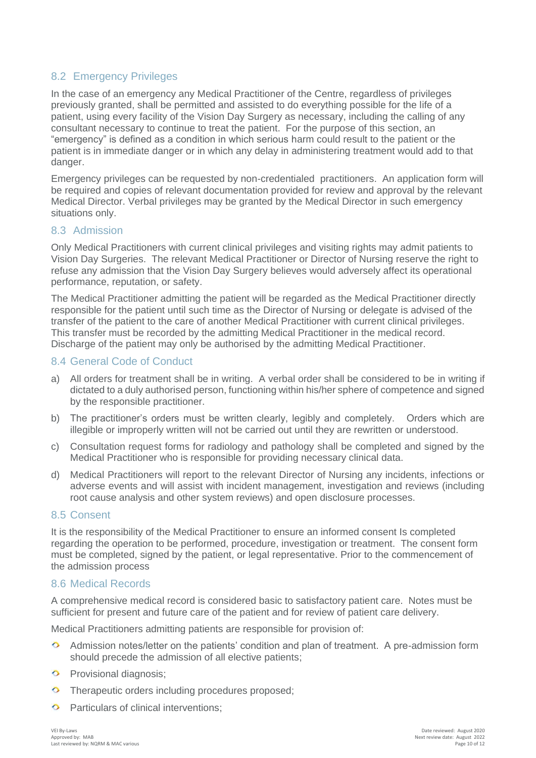## 8.2 Emergency Privileges

In the case of an emergency any Medical Practitioner of the Centre, regardless of privileges previously granted, shall be permitted and assisted to do everything possible for the life of a patient, using every facility of the Vision Day Surgery as necessary, including the calling of any consultant necessary to continue to treat the patient. For the purpose of this section, an "emergency" is defined as a condition in which serious harm could result to the patient or the patient is in immediate danger or in which any delay in administering treatment would add to that danger.

Emergency privileges can be requested by non-credentialed practitioners. An application form will be required and copies of relevant documentation provided for review and approval by the relevant Medical Director. Verbal privileges may be granted by the Medical Director in such emergency situations only.

## 8.3 Admission

Only Medical Practitioners with current clinical privileges and visiting rights may admit patients to Vision Day Surgeries. The relevant Medical Practitioner or Director of Nursing reserve the right to refuse any admission that the Vision Day Surgery believes would adversely affect its operational performance, reputation, or safety.

The Medical Practitioner admitting the patient will be regarded as the Medical Practitioner directly responsible for the patient until such time as the Director of Nursing or delegate is advised of the transfer of the patient to the care of another Medical Practitioner with current clinical privileges. This transfer must be recorded by the admitting Medical Practitioner in the medical record. Discharge of the patient may only be authorised by the admitting Medical Practitioner.

## 8.4 General Code of Conduct

a) All orders for treatment shall be in writing. A verbal order shall be considered to be in writing if dictated to a duly authorised person, functioning within his/her sphere of competence and signed by the responsible practitioner.

b) The practitioner's orders must be written clearly, legibly and completely. Orders which are illegible or improperly written will not be carried out until they are rewritten or understood.

c) Consultation request forms for radiology and pathology shall be completed and signed by the Medical Practitioner who is responsible for providing necessary clinical data.

d) Medical Practitioners will report to the relevant Director of Nursing any incidents, infections or adverse events and will assist with incident management, investigation and reviews (including root cause analysis and other system reviews) and open disclosure processes.

## 8.5 Consent

It is the responsibility of the Medical Practitioner to ensure an informed consent Is completed regarding the operation to be performed, procedure, investigation or treatment. The consent form must be completed, signed by the patient, or legal representative. Prior to the commencement of the admission process

## 8.6 Medical Records

A comprehensive medical record is considered basic to satisfactory patient care. Notes must be sufficient for present and future care of the patient and for review of patient care delivery.

Medical Practitioners admitting patients are responsible for provision of:

- Admission notes/letter on the patients' condition and plan of treatment. A pre-admission form should precede the admission of all elective patients;
- Provisional diagnosis;
- Therapeutic orders including procedures proposed;
- Particulars of clinical interventions;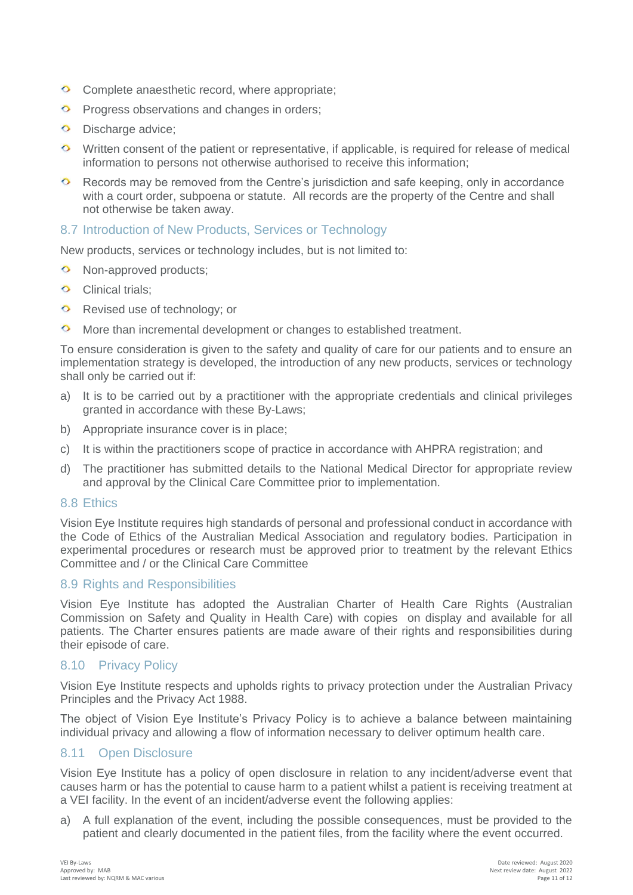- Complete anaesthetic record, where appropriate;
- Progress observations and changes in orders;
- Discharge advice;
- Written consent of the patient or representative, if applicable, is required for release of medical information to persons not otherwise authorised to receive this information;
- Records may be removed from the Centre's jurisdiction and safe keeping, only in accordance with a court order, subpoena or statute. All records are the property of the Centre and shall not otherwise be taken away.

## 8.7 Introduction of New Products, Services or Technology

New products, services or technology includes, but is not limited to:

- Non-approved products;
- Clinical trials;
- Revised use of technology; or
- More than incremental development or changes to established treatment.

To ensure consideration is given to the safety and quality of care for our patients and to ensure an implementation strategy is developed, the introduction of any new products, services or technology shall only be carried out if:

a) It is to be carried out by a practitioner with the appropriate credentials and clinical privileges granted in accordance with these By-Laws;

b) Appropriate insurance cover is in place;

c) It is within the practitioners scope of practice in accordance with AHPRA registration; and

d) The practitioner has submitted details to the National Medical Director for appropriate review and approval by the Clinical Care Committee prior to implementation.

## 8.8 Ethics

Vision Eye Institute requires high standards of personal and professional conduct in accordance with the Code of Ethics of the Australian Medical Association and regulatory bodies. Participation in experimental procedures or research must be approved prior to treatment by the relevant Ethics Committee and / or the Clinical Care Committee

## 8.9 Rights and Responsibilities

Vision Eye Institute has adopted the Australian Charter of Health Care Rights (Australian Commission on Safety and Quality in Health Care) with copies on display and available for all patients. The Charter ensures patients are made aware of their rights and responsibilities during their episode of care.

## 8.10 Privacy Policy

Vision Eye Institute respects and upholds rights to privacy protection under the Australian Privacy Principles and the Privacy Act 1988.

The object of Vision Eye Institute's Privacy Policy is to achieve a balance between maintaining individual privacy and allowing a flow of information necessary to deliver optimum health care.

## 8.11 Open Disclosure

Vision Eye Institute has a policy of open disclosure in relation to any incident/adverse event that causes harm or has the potential to cause harm to a patient whilst a patient is receiving treatment at a VEI facility. In the event of an incident/adverse event the following applies:

a) A full explanation of the event, including the possible consequences, must be provided to the patient and clearly documented in the patient files, from the facility where the event occurred.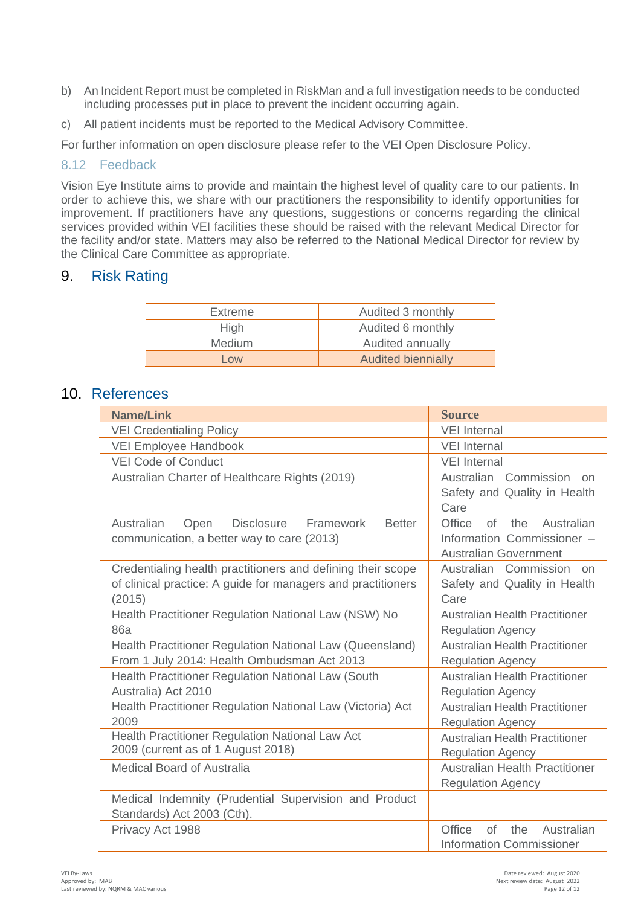b) An Incident Report must be completed in RiskMan and a full investigation needs to be conducted including processes put in place to prevent the incident occurring again.

c) All patient incidents must be reported to the Medical Advisory Committee.

For further information on open disclosure please refer to the VEI Open Disclosure Policy.

### 8.12 Feedback

Vision Eye Institute aims to provide and maintain the highest level of quality care to our patients. In order to achieve this, we share with our practitioners the responsibility to identify opportunities for improvement. If practitioners have any questions, suggestions or concerns regarding the clinical services provided within VEI facilities these should be raised with the relevant Medical Director for the facility and/or state. Matters may also be referred to the National Medical Director for review by the Clinical Care Committee as appropriate.

## 9. Risk Rating

| | |
|---|---|
| Extreme | Audited 3 monthly |
| High | Audited 6 monthly |
| Medium | Audited annually |
| Low | Audited biennially |

## 10. References

| Name/Link | Source |
|---|---|
| VEI Credentialing Policy | VEI Internal |
| VEI Employee Handbook | VEI Internal |
| VEI Code of Conduct | VEI Internal |
| Australian Charter of Healthcare Rights (2019) | Australian Commission on Safety and Quality in Health Care |
| Australian Open Disclosure Framework Better communication, a better way to care (2013) | Office of the Australian Information Commissioner – Australian Government |
| Credentialing health practitioners and defining their scope of clinical practice: A guide for managers and practitioners (2015) | Australian Commission on Safety and Quality in Health Care |
| Health Practitioner Regulation National Law (NSW) No 86a | Australian Health Practitioner Regulation Agency |
| Health Practitioner Regulation National Law (Queensland) From 1 July 2014: Health Ombudsman Act 2013 | Australian Health Practitioner Regulation Agency |
| Health Practitioner Regulation National Law (South Australia) Act 2010 | Australian Health Practitioner Regulation Agency |
| Health Practitioner Regulation National Law (Victoria) Act 2009 | Australian Health Practitioner Regulation Agency |
| Health Practitioner Regulation National Law Act 2009 (current as of 1 August 2018) | Australian Health Practitioner Regulation Agency |
| Medical Board of Australia | Australian Health Practitioner Regulation Agency |
| Medical Indemnity (Prudential Supervision and Product Standards) Act 2003 (Cth). | |
| Privacy Act 1988 | Office of the Australian Information Commissioner |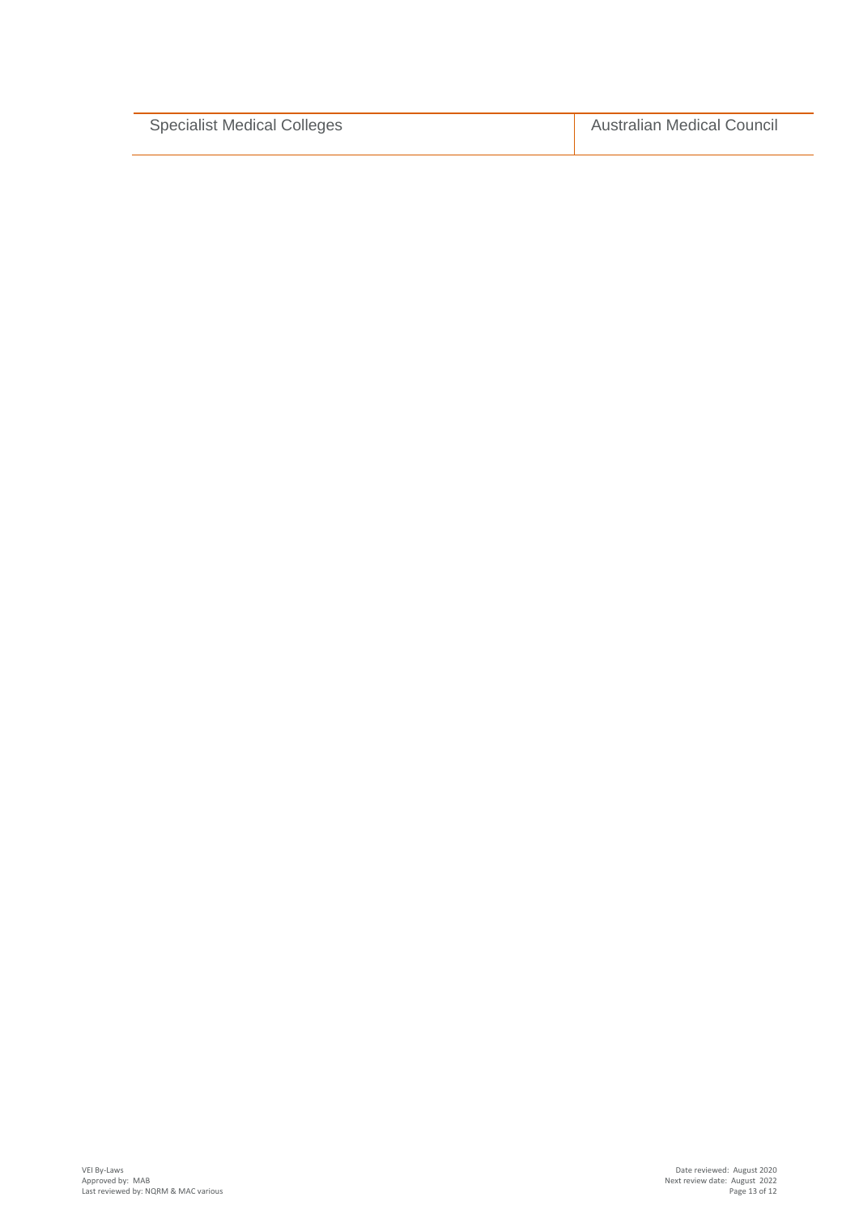| | |
|---|---|
| Specialist Medical Colleges | Australian Medical Council |